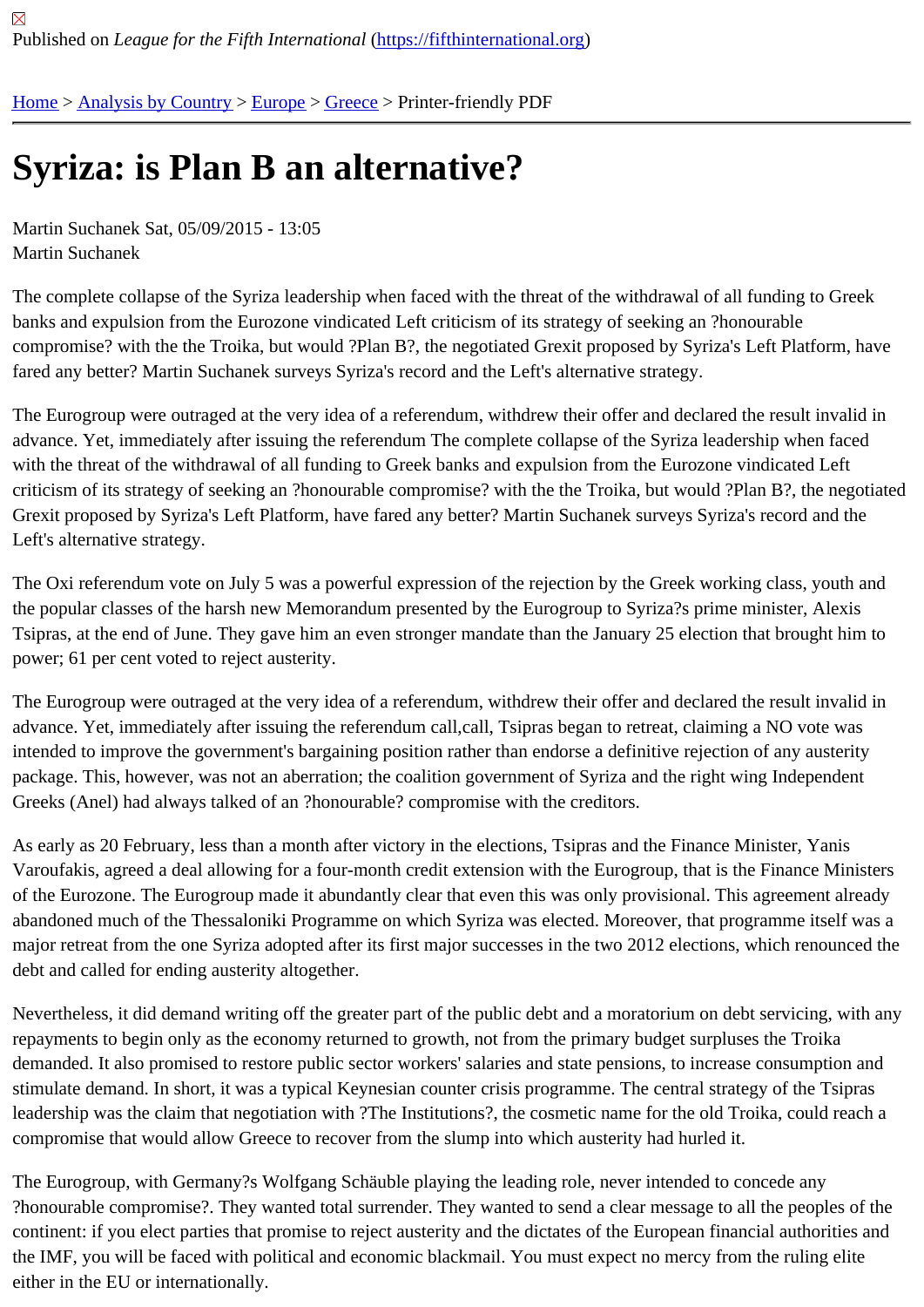Published on *League for the Fifth International* (https://fifthinternational.org)

Home > Analysis by Country > Europe > Greece > Printer-friendly PDF

# Syriza: is Plan B an alternative?

Martin Suchanek Sat, 05/09/2015 - 13:05
Martin Suchanek

The complete collapse of the Syriza leadership when faced with the threat of the withdrawal of all funding to Greek banks and expulsion from the Eurozone vindicated Left criticism of its strategy of seeking an ?honourable compromise? with the the Troika, but would ?Plan B?, the negotiated Grexit proposed by Syriza's Left Platform, have fared any better? Martin Suchanek surveys Syriza's record and the Left's alternative strategy.

The Eurogroup were outraged at the very idea of a referendum, withdrew their offer and declared the result invalid in advance. Yet, immediately after issuing the referendum The complete collapse of the Syriza leadership when faced with the threat of the withdrawal of all funding to Greek banks and expulsion from the Eurozone vindicated Left criticism of its strategy of seeking an ?honourable compromise? with the the Troika, but would ?Plan B?, the negotiated Grexit proposed by Syriza's Left Platform, have fared any better? Martin Suchanek surveys Syriza's record and the Left's alternative strategy.

The Oxi referendum vote on July 5 was a powerful expression of the rejection by the Greek working class, youth and the popular classes of the harsh new Memorandum presented by the Eurogroup to Syriza?s prime minister, Alexis Tsipras, at the end of June. They gave him an even stronger mandate than the January 25 election that brought him to power; 61 per cent voted to reject austerity.

The Eurogroup were outraged at the very idea of a referendum, withdrew their offer and declared the result invalid in advance. Yet, immediately after issuing the referendum call,call, Tsipras began to retreat, claiming a NO vote was intended to improve the government's bargaining position rather than endorse a definitive rejection of any austerity package. This, however, was not an aberration; the coalition government of Syriza and the right wing Independent Greeks (Anel) had always talked of an ?honourable? compromise with the creditors.

As early as 20 February, less than a month after victory in the elections, Tsipras and the Finance Minister, Yanis Varoufakis, agreed a deal allowing for a four-month credit extension with the Eurogroup, that is the Finance Ministers of the Eurozone. The Eurogroup made it abundantly clear that even this was only provisional. This agreement already abandoned much of the Thessaloniki Programme on which Syriza was elected. Moreover, that programme itself was a major retreat from the one Syriza adopted after its first major successes in the two 2012 elections, which renounced the debt and called for ending austerity altogether.

Nevertheless, it did demand writing off the greater part of the public debt and a moratorium on debt servicing, with any repayments to begin only as the economy returned to growth, not from the primary budget surpluses the Troika demanded. It also promised to restore public sector workers' salaries and state pensions, to increase consumption and stimulate demand. In short, it was a typical Keynesian counter crisis programme. The central strategy of the Tsipras leadership was the claim that negotiation with ?The Institutions?, the cosmetic name for the old Troika, could reach a compromise that would allow Greece to recover from the slump into which austerity had hurled it.

The Eurogroup, with Germany?s Wolfgang Schäuble playing the leading role, never intended to concede any ?honourable compromise?. They wanted total surrender. They wanted to send a clear message to all the peoples of the continent: if you elect parties that promise to reject austerity and the dictates of the European financial authorities and the IMF, you will be faced with political and economic blackmail. You must expect no mercy from the ruling elite either in the EU or internationally.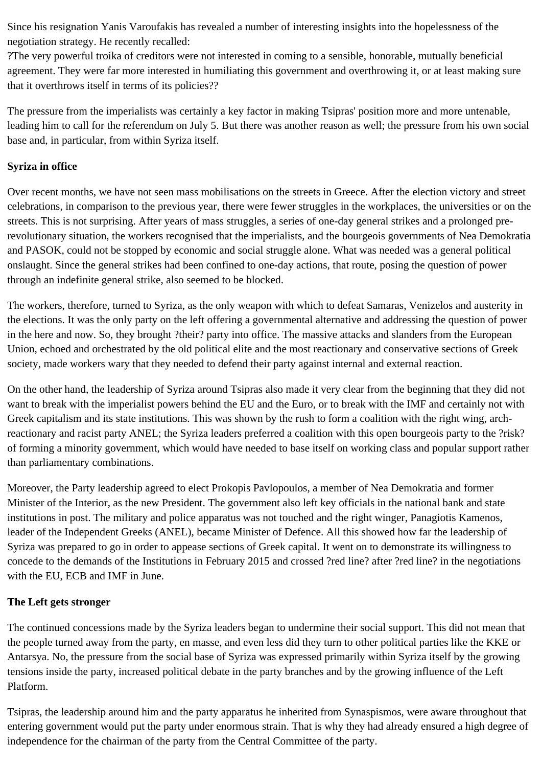Since his resignation Yanis Varoufakis has revealed a number of interesting insights into the hopelessness of the negotiation strategy. He recently recalled:
?The very powerful troika of creditors were not interested in coming to a sensible, honorable, mutually beneficial agreement. They were far more interested in humiliating this government and overthrowing it, or at least making sure that it overthrows itself in terms of its policies??

The pressure from the imperialists was certainly a key factor in making Tsipras' position more and more untenable, leading him to call for the referendum on July 5. But there was another reason as well; the pressure from his own social base and, in particular, from within Syriza itself.

**Syriza in office**

Over recent months, we have not seen mass mobilisations on the streets in Greece. After the election victory and street celebrations, in comparison to the previous year, there were fewer struggles in the workplaces, the universities or on the streets. This is not surprising. After years of mass struggles, a series of one-day general strikes and a prolonged pre-revolutionary situation, the workers recognised that the imperialists, and the bourgeois governments of Nea Demokratia and PASOK, could not be stopped by economic and social struggle alone. What was needed was a general political onslaught. Since the general strikes had been confined to one-day actions, that route, posing the question of power through an indefinite general strike, also seemed to be blocked.

The workers, therefore, turned to Syriza, as the only weapon with which to defeat Samaras, Venizelos and austerity in the elections. It was the only party on the left offering a governmental alternative and addressing the question of power in the here and now. So, they brought ?their? party into office. The massive attacks and slanders from the European Union, echoed and orchestrated by the old political elite and the most reactionary and conservative sections of Greek society, made workers wary that they needed to defend their party against internal and external reaction.

On the other hand, the leadership of Syriza around Tsipras also made it very clear from the beginning that they did not want to break with the imperialist powers behind the EU and the Euro, or to break with the IMF and certainly not with Greek capitalism and its state institutions. This was shown by the rush to form a coalition with the right wing, arch-reactionary and racist party ANEL; the Syriza leaders preferred a coalition with this open bourgeois party to the ?risk? of forming a minority government, which would have needed to base itself on working class and popular support rather than parliamentary combinations.

Moreover, the Party leadership agreed to elect Prokopis Pavlopoulos, a member of Nea Demokratia and former Minister of the Interior, as the new President. The government also left key officials in the national bank and state institutions in post. The military and police apparatus was not touched and the right winger, Panagiotis Kamenos, leader of the Independent Greeks (ANEL), became Minister of Defence. All this showed how far the leadership of Syriza was prepared to go in order to appease sections of Greek capital. It went on to demonstrate its willingness to concede to the demands of the Institutions in February 2015 and crossed ?red line? after ?red line? in the negotiations with the EU, ECB and IMF in June.

**The Left gets stronger**

The continued concessions made by the Syriza leaders began to undermine their social support. This did not mean that the people turned away from the party, en masse, and even less did they turn to other political parties like the KKE or Antarsya. No, the pressure from the social base of Syriza was expressed primarily within Syriza itself by the growing tensions inside the party, increased political debate in the party branches and by the growing influence of the Left Platform.

Tsipras, the leadership around him and the party apparatus he inherited from Synaspismos, were aware throughout that entering government would put the party under enormous strain. That is why they had already ensured a high degree of independence for the chairman of the party from the Central Committee of the party.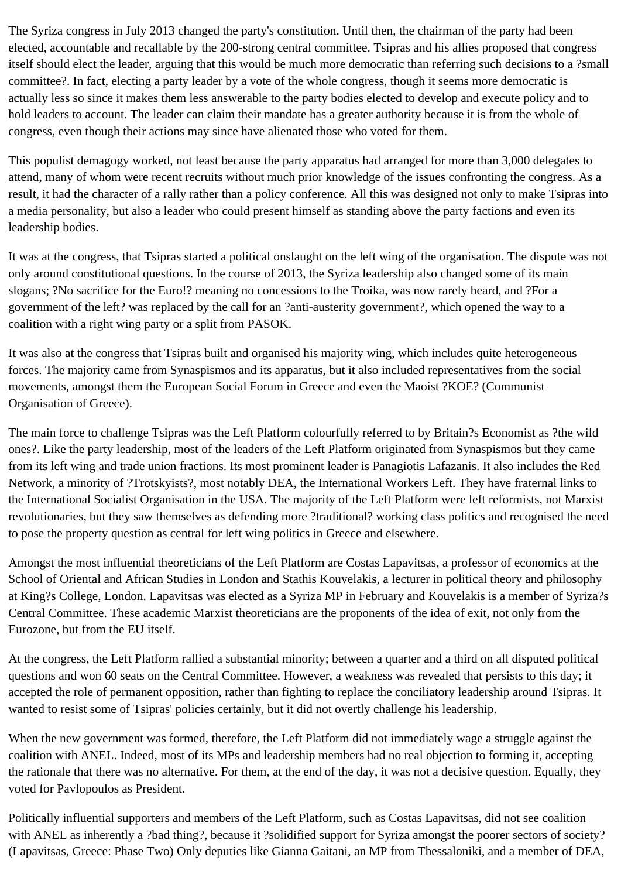The Syriza congress in July 2013 changed the party's constitution. Until then, the chairman of the party had been elected, accountable and recallable by the 200-strong central committee. Tsipras and his allies proposed that congress itself should elect the leader, arguing that this would be much more democratic than referring such decisions to a ?small committee?. In fact, electing a party leader by a vote of the whole congress, though it seems more democratic is actually less so since it makes them less answerable to the party bodies elected to develop and execute policy and to hold leaders to account. The leader can claim their mandate has a greater authority because it is from the whole of congress, even though their actions may since have alienated those who voted for them.

This populist demagogy worked, not least because the party apparatus had arranged for more than 3,000 delegates to attend, many of whom were recent recruits without much prior knowledge of the issues confronting the congress. As a result, it had the character of a rally rather than a policy conference. All this was designed not only to make Tsipras into a media personality, but also a leader who could present himself as standing above the party factions and even its leadership bodies.

It was at the congress, that Tsipras started a political onslaught on the left wing of the organisation. The dispute was not only around constitutional questions. In the course of 2013, the Syriza leadership also changed some of its main slogans; ?No sacrifice for the Euro!? meaning no concessions to the Troika, was now rarely heard, and ?For a government of the left? was replaced by the call for an ?anti-austerity government?, which opened the way to a coalition with a right wing party or a split from PASOK.

It was also at the congress that Tsipras built and organised his majority wing, which includes quite heterogeneous forces. The majority came from Synaspismos and its apparatus, but it also included representatives from the social movements, amongst them the European Social Forum in Greece and even the Maoist ?KOE? (Communist Organisation of Greece).

The main force to challenge Tsipras was the Left Platform colourfully referred to by Britain?s Economist as ?the wild ones?. Like the party leadership, most of the leaders of the Left Platform originated from Synaspismos but they came from its left wing and trade union fractions. Its most prominent leader is Panagiotis Lafazanis. It also includes the Red Network, a minority of ?Trotskyists?, most notably DEA, the International Workers Left. They have fraternal links to the International Socialist Organisation in the USA. The majority of the Left Platform were left reformists, not Marxist revolutionaries, but they saw themselves as defending more ?traditional? working class politics and recognised the need to pose the property question as central for left wing politics in Greece and elsewhere.

Amongst the most influential theoreticians of the Left Platform are Costas Lapavitsas, a professor of economics at the School of Oriental and African Studies in London and Stathis Kouvelakis, a lecturer in political theory and philosophy at King?s College, London. Lapavitsas was elected as a Syriza MP in February and Kouvelakis is a member of Syriza?s Central Committee. These academic Marxist theoreticians are the proponents of the idea of exit, not only from the Eurozone, but from the EU itself.

At the congress, the Left Platform rallied a substantial minority; between a quarter and a third on all disputed political questions and won 60 seats on the Central Committee. However, a weakness was revealed that persists to this day; it accepted the role of permanent opposition, rather than fighting to replace the conciliatory leadership around Tsipras. It wanted to resist some of Tsipras' policies certainly, but it did not overtly challenge his leadership.

When the new government was formed, therefore, the Left Platform did not immediately wage a struggle against the coalition with ANEL. Indeed, most of its MPs and leadership members had no real objection to forming it, accepting the rationale that there was no alternative. For them, at the end of the day, it was not a decisive question. Equally, they voted for Pavlopoulos as President.

Politically influential supporters and members of the Left Platform, such as Costas Lapavitsas, did not see coalition with ANEL as inherently a ?bad thing?, because it ?solidified support for Syriza amongst the poorer sectors of society? (Lapavitsas, Greece: Phase Two) Only deputies like Gianna Gaitani, an MP from Thessaloniki, and a member of DEA,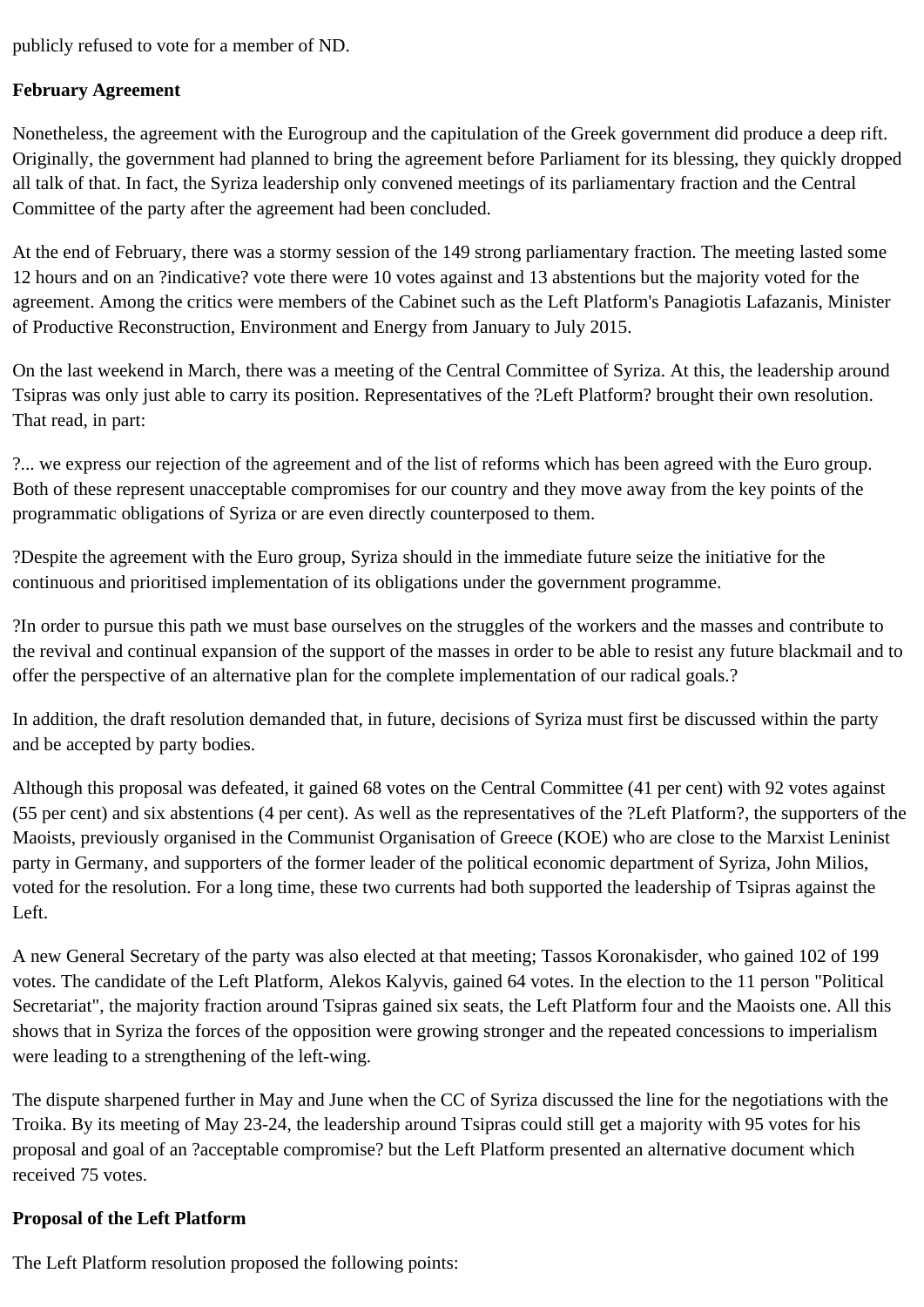publicly refused to vote for a member of ND.

**February Agreement**

Nonetheless, the agreement with the Eurogroup and the capitulation of the Greek government did produce a deep rift. Originally, the government had planned to bring the agreement before Parliament for its blessing, they quickly dropped all talk of that. In fact, the Syriza leadership only convened meetings of its parliamentary fraction and the Central Committee of the party after the agreement had been concluded.

At the end of February, there was a stormy session of the 149 strong parliamentary fraction. The meeting lasted some 12 hours and on an ?indicative? vote there were 10 votes against and 13 abstentions but the majority voted for the agreement. Among the critics were members of the Cabinet such as the Left Platform's Panagiotis Lafazanis, Minister of Productive Reconstruction, Environment and Energy from January to July 2015.

On the last weekend in March, there was a meeting of the Central Committee of Syriza. At this, the leadership around Tsipras was only just able to carry its position. Representatives of the ?Left Platform? brought their own resolution. That read, in part:

?... we express our rejection of the agreement and of the list of reforms which has been agreed with the Euro group. Both of these represent unacceptable compromises for our country and they move away from the key points of the programmatic obligations of Syriza or are even directly counterposed to them.

?Despite the agreement with the Euro group, Syriza should in the immediate future seize the initiative for the continuous and prioritised implementation of its obligations under the government programme.

?In order to pursue this path we must base ourselves on the struggles of the workers and the masses and contribute to the revival and continual expansion of the support of the masses in order to be able to resist any future blackmail and to offer the perspective of an alternative plan for the complete implementation of our radical goals.?

In addition, the draft resolution demanded that, in future, decisions of Syriza must first be discussed within the party and be accepted by party bodies.

Although this proposal was defeated, it gained 68 votes on the Central Committee (41 per cent) with 92 votes against (55 per cent) and six abstentions (4 per cent). As well as the representatives of the ?Left Platform?, the supporters of the Maoists, previously organised in the Communist Organisation of Greece (KOE) who are close to the Marxist Leninist party in Germany, and supporters of the former leader of the political economic department of Syriza, John Milios, voted for the resolution. For a long time, these two currents had both supported the leadership of Tsipras against the Left.

A new General Secretary of the party was also elected at that meeting; Tassos Koronakisder, who gained 102 of 199 votes. The candidate of the Left Platform, Alekos Kalyvis, gained 64 votes. In the election to the 11 person "Political Secretariat", the majority fraction around Tsipras gained six seats, the Left Platform four and the Maoists one. All this shows that in Syriza the forces of the opposition were growing stronger and the repeated concessions to imperialism were leading to a strengthening of the left-wing.

The dispute sharpened further in May and June when the CC of Syriza discussed the line for the negotiations with the Troika. By its meeting of May 23-24, the leadership around Tsipras could still get a majority with 95 votes for his proposal and goal of an ?acceptable compromise? but the Left Platform presented an alternative document which received 75 votes.

**Proposal of the Left Platform**

The Left Platform resolution proposed the following points: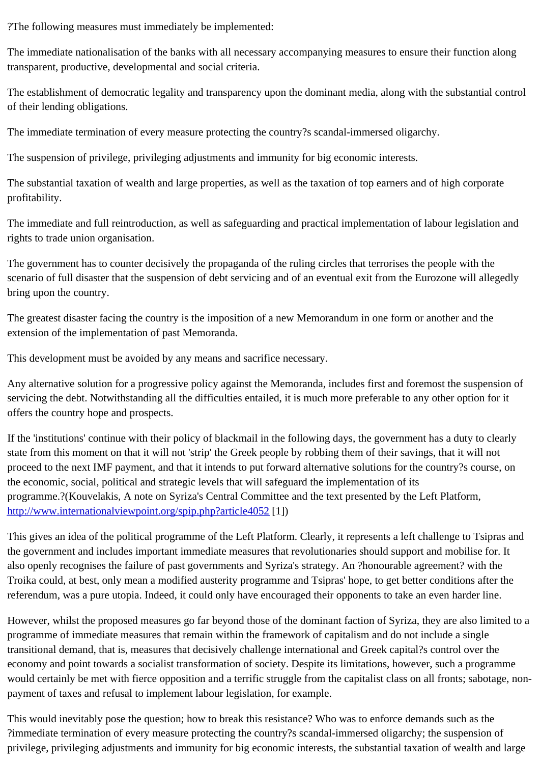?The following measures must immediately be implemented:

The immediate nationalisation of the banks with all necessary accompanying measures to ensure their function along transparent, productive, developmental and social criteria.

The establishment of democratic legality and transparency upon the dominant media, along with the substantial control of their lending obligations.

The immediate termination of every measure protecting the country?s scandal-immersed oligarchy.

The suspension of privilege, privileging adjustments and immunity for big economic interests.

The substantial taxation of wealth and large properties, as well as the taxation of top earners and of high corporate profitability.

The immediate and full reintroduction, as well as safeguarding and practical implementation of labour legislation and rights to trade union organisation.

The government has to counter decisively the propaganda of the ruling circles that terrorises the people with the scenario of full disaster that the suspension of debt servicing and of an eventual exit from the Eurozone will allegedly bring upon the country.

The greatest disaster facing the country is the imposition of a new Memorandum in one form or another and the extension of the implementation of past Memoranda.

This development must be avoided by any means and sacrifice necessary.

Any alternative solution for a progressive policy against the Memoranda, includes first and foremost the suspension of servicing the debt. Notwithstanding all the difficulties entailed, it is much more preferable to any other option for it offers the country hope and prospects.

If the 'institutions' continue with their policy of blackmail in the following days, the government has a duty to clearly state from this moment on that it will not 'strip' the Greek people by robbing them of their savings, that it will not proceed to the next IMF payment, and that it intends to put forward alternative solutions for the country?s course, on the economic, social, political and strategic levels that will safeguard the implementation of its programme.?(Kouvelakis, A note on Syriza's Central Committee and the text presented by the Left Platform, [http://www.internationalviewpoint.org/spip.php?article4052](http://www.internationalviewpoint.org/spip.php?article4052) [1])

This gives an idea of the political programme of the Left Platform. Clearly, it represents a left challenge to Tsipras and the government and includes important immediate measures that revolutionaries should support and mobilise for. It also openly recognises the failure of past governments and Syriza's strategy. An ?honourable agreement? with the Troika could, at best, only mean a modified austerity programme and Tsipras' hope, to get better conditions after the referendum, was a pure utopia. Indeed, it could only have encouraged their opponents to take an even harder line.

However, whilst the proposed measures go far beyond those of the dominant faction of Syriza, they are also limited to a programme of immediate measures that remain within the framework of capitalism and do not include a single transitional demand, that is, measures that decisively challenge international and Greek capital?s control over the economy and point towards a socialist transformation of society. Despite its limitations, however, such a programme would certainly be met with fierce opposition and a terrific struggle from the capitalist class on all fronts; sabotage, non-payment of taxes and refusal to implement labour legislation, for example.

This would inevitably pose the question; how to break this resistance? Who was to enforce demands such as the ?immediate termination of every measure protecting the country?s scandal-immersed oligarchy; the suspension of privilege, privileging adjustments and immunity for big economic interests, the substantial taxation of wealth and large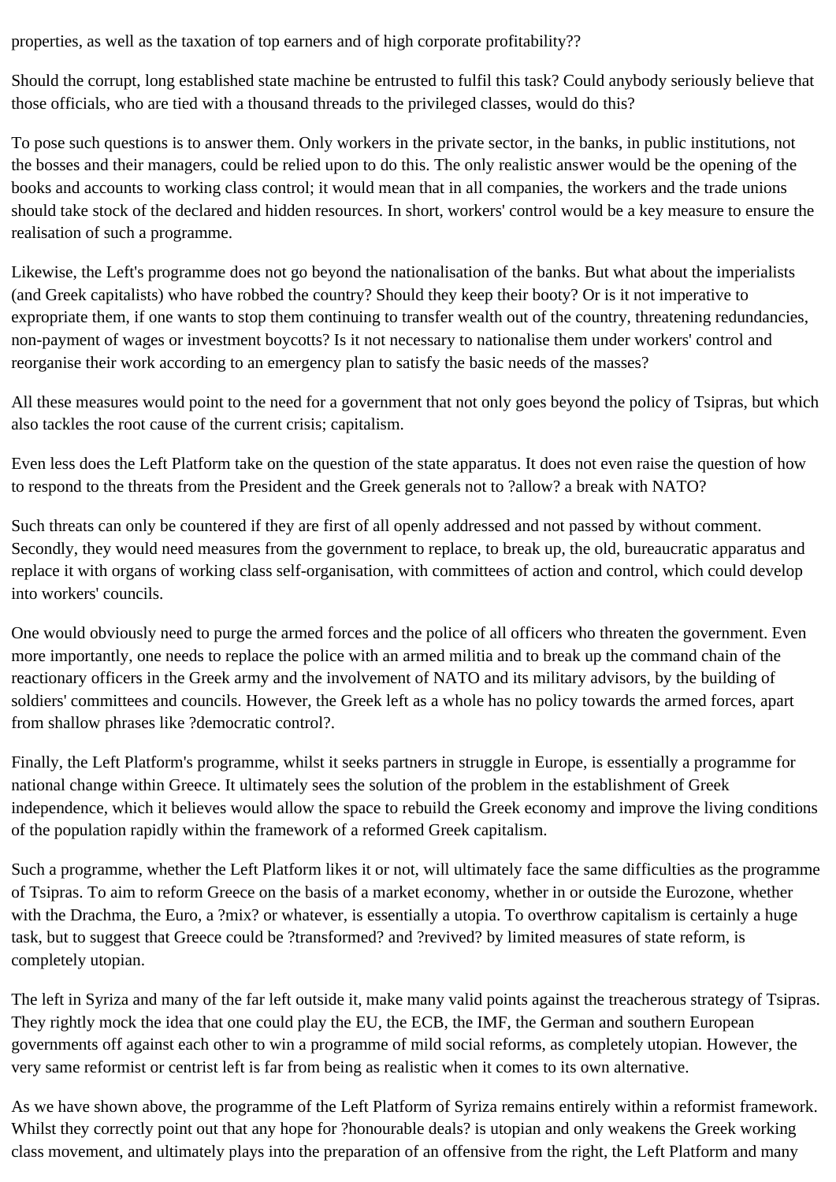properties, as well as the taxation of top earners and of high corporate profitability??

Should the corrupt, long established state machine be entrusted to fulfil this task? Could anybody seriously believe that those officials, who are tied with a thousand threads to the privileged classes, would do this?

To pose such questions is to answer them. Only workers in the private sector, in the banks, in public institutions, not the bosses and their managers, could be relied upon to do this. The only realistic answer would be the opening of the books and accounts to working class control; it would mean that in all companies, the workers and the trade unions should take stock of the declared and hidden resources. In short, workers' control would be a key measure to ensure the realisation of such a programme.

Likewise, the Left's programme does not go beyond the nationalisation of the banks. But what about the imperialists (and Greek capitalists) who have robbed the country? Should they keep their booty? Or is it not imperative to expropriate them, if one wants to stop them continuing to transfer wealth out of the country, threatening redundancies, non-payment of wages or investment boycotts? Is it not necessary to nationalise them under workers' control and reorganise their work according to an emergency plan to satisfy the basic needs of the masses?

All these measures would point to the need for a government that not only goes beyond the policy of Tsipras, but which also tackles the root cause of the current crisis; capitalism.

Even less does the Left Platform take on the question of the state apparatus. It does not even raise the question of how to respond to the threats from the President and the Greek generals not to ?allow? a break with NATO?

Such threats can only be countered if they are first of all openly addressed and not passed by without comment. Secondly, they would need measures from the government to replace, to break up, the old, bureaucratic apparatus and replace it with organs of working class self-organisation, with committees of action and control, which could develop into workers' councils.

One would obviously need to purge the armed forces and the police of all officers who threaten the government. Even more importantly, one needs to replace the police with an armed militia and to break up the command chain of the reactionary officers in the Greek army and the involvement of NATO and its military advisors, by the building of soldiers' committees and councils. However, the Greek left as a whole has no policy towards the armed forces, apart from shallow phrases like ?democratic control?.

Finally, the Left Platform's programme, whilst it seeks partners in struggle in Europe, is essentially a programme for national change within Greece. It ultimately sees the solution of the problem in the establishment of Greek independence, which it believes would allow the space to rebuild the Greek economy and improve the living conditions of the population rapidly within the framework of a reformed Greek capitalism.

Such a programme, whether the Left Platform likes it or not, will ultimately face the same difficulties as the programme of Tsipras. To aim to reform Greece on the basis of a market economy, whether in or outside the Eurozone, whether with the Drachma, the Euro, a ?mix? or whatever, is essentially a utopia. To overthrow capitalism is certainly a huge task, but to suggest that Greece could be ?transformed? and ?revived? by limited measures of state reform, is completely utopian.

The left in Syriza and many of the far left outside it, make many valid points against the treacherous strategy of Tsipras. They rightly mock the idea that one could play the EU, the ECB, the IMF, the German and southern European governments off against each other to win a programme of mild social reforms, as completely utopian. However, the very same reformist or centrist left is far from being as realistic when it comes to its own alternative.

As we have shown above, the programme of the Left Platform of Syriza remains entirely within a reformist framework. Whilst they correctly point out that any hope for ?honourable deals? is utopian and only weakens the Greek working class movement, and ultimately plays into the preparation of an offensive from the right, the Left Platform and many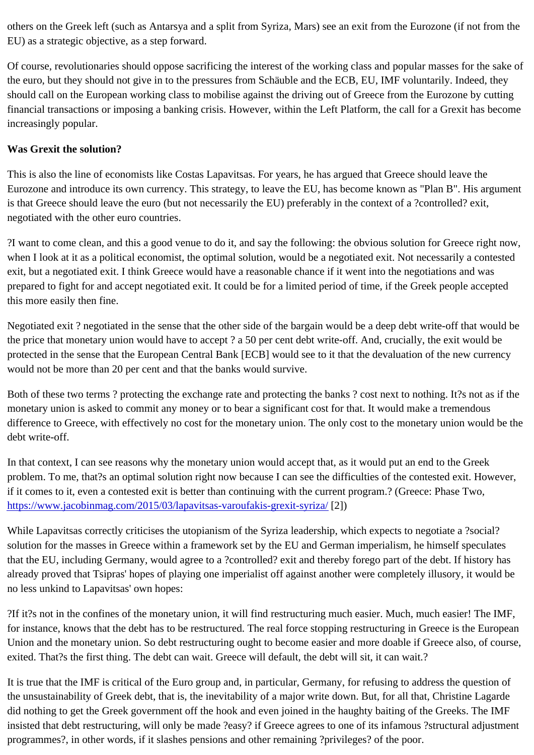others on the Greek left (such as Antarsya and a split from Syriza, Mars) see an exit from the Eurozone (if not from the EU) as a strategic objective, as a step forward.

Of course, revolutionaries should oppose sacrificing the interest of the working class and popular masses for the sake of the euro, but they should not give in to the pressures from Schäuble and the ECB, EU, IMF voluntarily. Indeed, they should call on the European working class to mobilise against the driving out of Greece from the Eurozone by cutting financial transactions or imposing a banking crisis. However, within the Left Platform, the call for a Grexit has become increasingly popular.

**Was Grexit the solution?**

This is also the line of economists like Costas Lapavitsas. For years, he has argued that Greece should leave the Eurozone and introduce its own currency. This strategy, to leave the EU, has become known as "Plan B". His argument is that Greece should leave the euro (but not necessarily the EU) preferably in the context of a ?controlled? exit, negotiated with the other euro countries.

?I want to come clean, and this a good venue to do it, and say the following: the obvious solution for Greece right now, when I look at it as a political economist, the optimal solution, would be a negotiated exit. Not necessarily a contested exit, but a negotiated exit. I think Greece would have a reasonable chance if it went into the negotiations and was prepared to fight for and accept negotiated exit. It could be for a limited period of time, if the Greek people accepted this more easily then fine.

Negotiated exit ? negotiated in the sense that the other side of the bargain would be a deep debt write-off that would be the price that monetary union would have to accept ? a 50 per cent debt write-off. And, crucially, the exit would be protected in the sense that the European Central Bank [ECB] would see to it that the devaluation of the new currency would not be more than 20 per cent and that the banks would survive.

Both of these two terms ? protecting the exchange rate and protecting the banks ? cost next to nothing. It?s not as if the monetary union is asked to commit any money or to bear a significant cost for that. It would make a tremendous difference to Greece, with effectively no cost for the monetary union. The only cost to the monetary union would be the debt write-off.

In that context, I can see reasons why the monetary union would accept that, as it would put an end to the Greek problem. To me, that?s an optimal solution right now because I can see the difficulties of the contested exit. However, if it comes to it, even a contested exit is better than continuing with the current program.? (Greece: Phase Two, https://www.jacobinmag.com/2015/03/lapavitsas-varoufakis-grexit-syriza/ [2])

While Lapavitsas correctly criticises the utopianism of the Syriza leadership, which expects to negotiate a ?social? solution for the masses in Greece within a framework set by the EU and German imperialism, he himself speculates that the EU, including Germany, would agree to a ?controlled? exit and thereby forego part of the debt. If history has already proved that Tsipras' hopes of playing one imperialist off against another were completely illusory, it would be no less unkind to Lapavitsas' own hopes:

?If it?s not in the confines of the monetary union, it will find restructuring much easier. Much, much easier! The IMF, for instance, knows that the debt has to be restructured. The real force stopping restructuring in Greece is the European Union and the monetary union. So debt restructuring ought to become easier and more doable if Greece also, of course, exited. That?s the first thing. The debt can wait. Greece will default, the debt will sit, it can wait.?

It is true that the IMF is critical of the Euro group and, in particular, Germany, for refusing to address the question of the unsustainability of Greek debt, that is, the inevitability of a major write down. But, for all that, Christine Lagarde did nothing to get the Greek government off the hook and even joined in the haughty baiting of the Greeks. The IMF insisted that debt restructuring, will only be made ?easy? if Greece agrees to one of its infamous ?structural adjustment programmes?, in other words, if it slashes pensions and other remaining ?privileges? of the poor.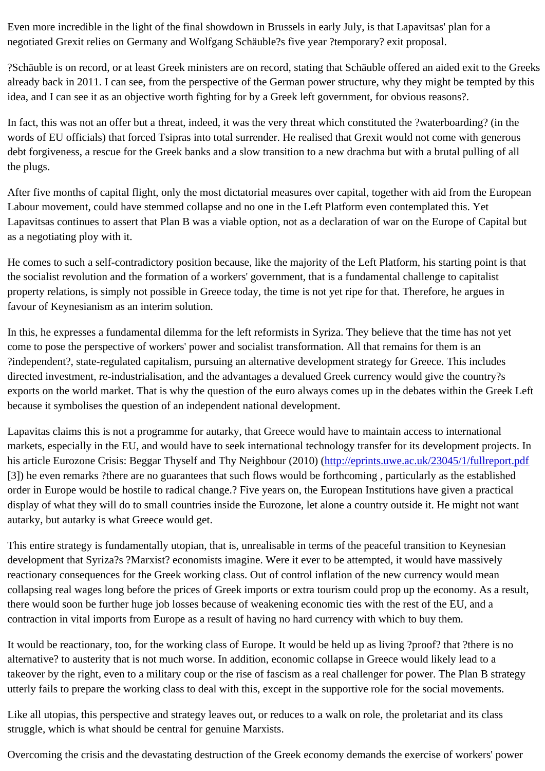Even more incredible in the light of the final showdown in Brussels in early July, is that Lapavitsas' plan for a negotiated Grexit relies on Germany and Wolfgang Schäuble?s five year ?temporary? exit proposal.

?Schäuble is on record, or at least Greek ministers are on record, stating that Schäuble offered an aided exit to the Greeks already back in 2011. I can see, from the perspective of the German power structure, why they might be tempted by this idea, and I can see it as an objective worth fighting for by a Greek left government, for obvious reasons?.

In fact, this was not an offer but a threat, indeed, it was the very threat which constituted the ?waterboarding? (in the words of EU officials) that forced Tsipras into total surrender. He realised that Grexit would not come with generous debt forgiveness, a rescue for the Greek banks and a slow transition to a new drachma but with a brutal pulling of all the plugs.

After five months of capital flight, only the most dictatorial measures over capital, together with aid from the European Labour movement, could have stemmed collapse and no one in the Left Platform even contemplated this. Yet Lapavitsas continues to assert that Plan B was a viable option, not as a declaration of war on the Europe of Capital but as a negotiating ploy with it.

He comes to such a self-contradictory position because, like the majority of the Left Platform, his starting point is that the socialist revolution and the formation of a workers' government, that is a fundamental challenge to capitalist property relations, is simply not possible in Greece today, the time is not yet ripe for that. Therefore, he argues in favour of Keynesianism as an interim solution.

In this, he expresses a fundamental dilemma for the left reformists in Syriza. They believe that the time has not yet come to pose the perspective of workers' power and socialist transformation. All that remains for them is an ?independent?, state-regulated capitalism, pursuing an alternative development strategy for Greece. This includes directed investment, re-industrialisation, and the advantages a devalued Greek currency would give the country?s exports on the world market. That is why the question of the euro always comes up in the debates within the Greek Left because it symbolises the question of an independent national development.

Lapavitas claims this is not a programme for autarky, that Greece would have to maintain access to international markets, especially in the EU, and would have to seek international technology transfer for its development projects. In his article Eurozone Crisis: Beggar Thyself and Thy Neighbour (2010) (http://eprints.uwe.ac.uk/23045/1/fullreport.pdf [3]) he even remarks ?there are no guarantees that such flows would be forthcoming , particularly as the established order in Europe would be hostile to radical change.? Five years on, the European Institutions have given a practical display of what they will do to small countries inside the Eurozone, let alone a country outside it. He might not want autarky, but autarky is what Greece would get.

This entire strategy is fundamentally utopian, that is, unrealisable in terms of the peaceful transition to Keynesian development that Syriza?s ?Marxist? economists imagine. Were it ever to be attempted, it would have massively reactionary consequences for the Greek working class. Out of control inflation of the new currency would mean collapsing real wages long before the prices of Greek imports or extra tourism could prop up the economy. As a result, there would soon be further huge job losses because of weakening economic ties with the rest of the EU, and a contraction in vital imports from Europe as a result of having no hard currency with which to buy them.

It would be reactionary, too, for the working class of Europe. It would be held up as living ?proof? that ?there is no alternative? to austerity that is not much worse. In addition, economic collapse in Greece would likely lead to a takeover by the right, even to a military coup or the rise of fascism as a real challenger for power. The Plan B strategy utterly fails to prepare the working class to deal with this, except in the supportive role for the social movements.

Like all utopias, this perspective and strategy leaves out, or reduces to a walk on role, the proletariat and its class struggle, which is what should be central for genuine Marxists.

Overcoming the crisis and the devastating destruction of the Greek economy demands the exercise of workers' power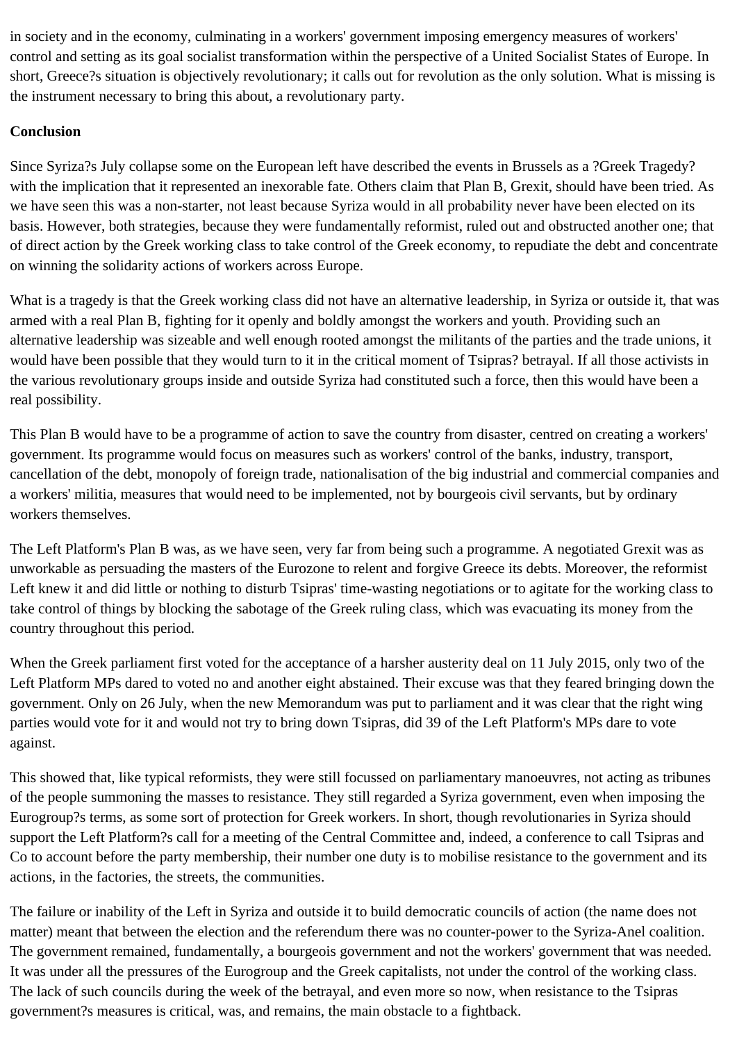in society and in the economy, culminating in a workers' government imposing emergency measures of workers' control and setting as its goal socialist transformation within the perspective of a United Socialist States of Europe. In short, Greece?s situation is objectively revolutionary; it calls out for revolution as the only solution. What is missing is the instrument necessary to bring this about, a revolutionary party.

**Conclusion**

Since Syriza?s July collapse some on the European left have described the events in Brussels as a ?Greek Tragedy? with the implication that it represented an inexorable fate. Others claim that Plan B, Grexit, should have been tried. As we have seen this was a non-starter, not least because Syriza would in all probability never have been elected on its basis. However, both strategies, because they were fundamentally reformist, ruled out and obstructed another one; that of direct action by the Greek working class to take control of the Greek economy, to repudiate the debt and concentrate on winning the solidarity actions of workers across Europe.

What is a tragedy is that the Greek working class did not have an alternative leadership, in Syriza or outside it, that was armed with a real Plan B, fighting for it openly and boldly amongst the workers and youth. Providing such an alternative leadership was sizeable and well enough rooted amongst the militants of the parties and the trade unions, it would have been possible that they would turn to it in the critical moment of Tsipras? betrayal. If all those activists in the various revolutionary groups inside and outside Syriza had constituted such a force, then this would have been a real possibility.

This Plan B would have to be a programme of action to save the country from disaster, centred on creating a workers' government. Its programme would focus on measures such as workers' control of the banks, industry, transport, cancellation of the debt, monopoly of foreign trade, nationalisation of the big industrial and commercial companies and a workers' militia, measures that would need to be implemented, not by bourgeois civil servants, but by ordinary workers themselves.

The Left Platform's Plan B was, as we have seen, very far from being such a programme. A negotiated Grexit was as unworkable as persuading the masters of the Eurozone to relent and forgive Greece its debts. Moreover, the reformist Left knew it and did little or nothing to disturb Tsipras' time-wasting negotiations or to agitate for the working class to take control of things by blocking the sabotage of the Greek ruling class, which was evacuating its money from the country throughout this period.

When the Greek parliament first voted for the acceptance of a harsher austerity deal on 11 July 2015, only two of the Left Platform MPs dared to voted no and another eight abstained. Their excuse was that they feared bringing down the government. Only on 26 July, when the new Memorandum was put to parliament and it was clear that the right wing parties would vote for it and would not try to bring down Tsipras, did 39 of the Left Platform's MPs dare to vote against.

This showed that, like typical reformists, they were still focussed on parliamentary manoeuvres, not acting as tribunes of the people summoning the masses to resistance. They still regarded a Syriza government, even when imposing the Eurogroup?s terms, as some sort of protection for Greek workers. In short, though revolutionaries in Syriza should support the Left Platform?s call for a meeting of the Central Committee and, indeed, a conference to call Tsipras and Co to account before the party membership, their number one duty is to mobilise resistance to the government and its actions, in the factories, the streets, the communities.

The failure or inability of the Left in Syriza and outside it to build democratic councils of action (the name does not matter) meant that between the election and the referendum there was no counter-power to the Syriza-Anel coalition. The government remained, fundamentally, a bourgeois government and not the workers' government that was needed. It was under all the pressures of the Eurogroup and the Greek capitalists, not under the control of the working class. The lack of such councils during the week of the betrayal, and even more so now, when resistance to the Tsipras government?s measures is critical, was, and remains, the main obstacle to a fightback.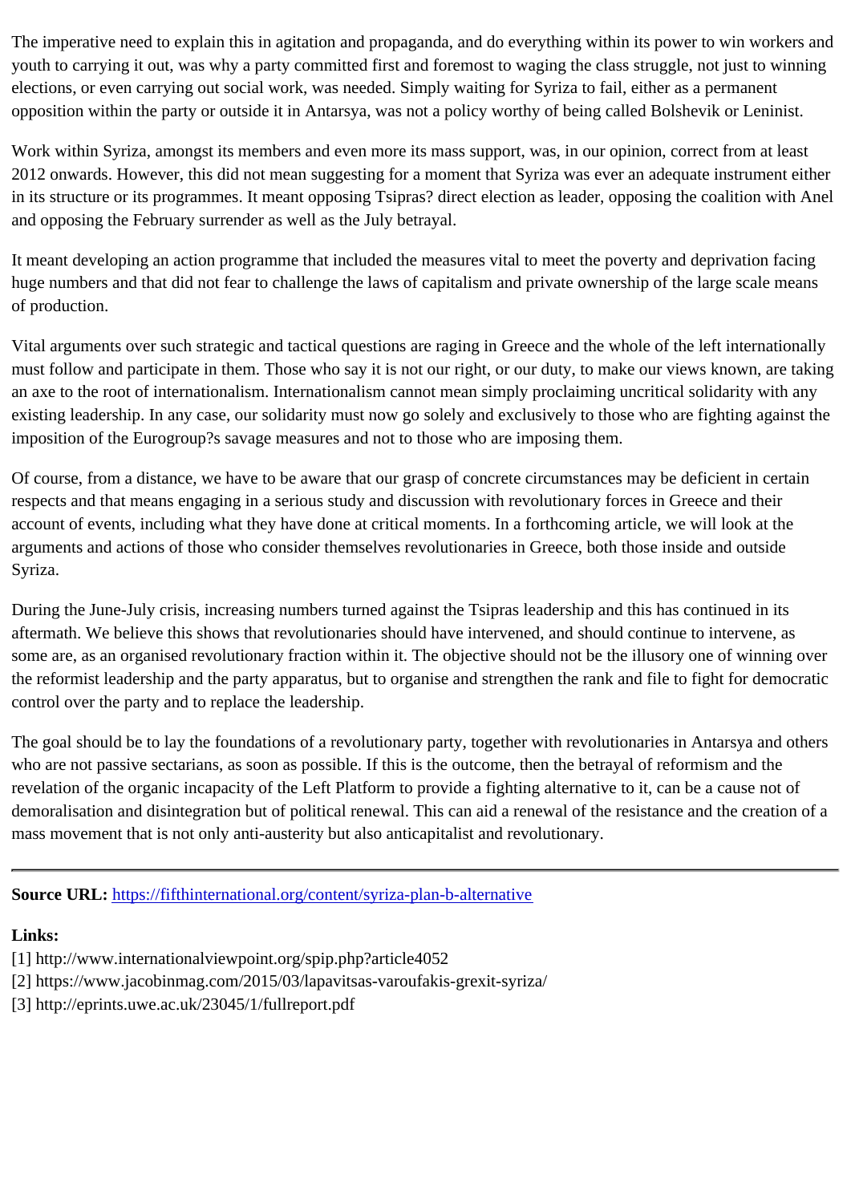The imperative need to explain this in agitation and propaganda, and do everything within its power to win workers and youth to carrying it out, was why a party committed first and foremost to waging the class struggle, not just to winning elections, or even carrying out social work, was needed. Simply waiting for Syriza to fail, either as a permanent opposition within the party or outside it in Antarsya, was not a policy worthy of being called Bolshevik or Leninist.

Work within Syriza, amongst its members and even more its mass support, was, in our opinion, correct from at least 2012 onwards. However, this did not mean suggesting for a moment that Syriza was ever an adequate instrument either in its structure or its programmes. It meant opposing Tsipras? direct election as leader, opposing the coalition with Anel and opposing the February surrender as well as the July betrayal.

It meant developing an action programme that included the measures vital to meet the poverty and deprivation facing huge numbers and that did not fear to challenge the laws of capitalism and private ownership of the large scale means of production.

Vital arguments over such strategic and tactical questions are raging in Greece and the whole of the left internationally must follow and participate in them. Those who say it is not our right, or our duty, to make our views known, are taking an axe to the root of internationalism. Internationalism cannot mean simply proclaiming uncritical solidarity with any existing leadership. In any case, our solidarity must now go solely and exclusively to those who are fighting against the imposition of the Eurogroup?s savage measures and not to those who are imposing them.

Of course, from a distance, we have to be aware that our grasp of concrete circumstances may be deficient in certain respects and that means engaging in a serious study and discussion with revolutionary forces in Greece and their account of events, including what they have done at critical moments. In a forthcoming article, we will look at the arguments and actions of those who consider themselves revolutionaries in Greece, both those inside and outside Syriza.

During the June-July crisis, increasing numbers turned against the Tsipras leadership and this has continued in its aftermath. We believe this shows that revolutionaries should have intervened, and should continue to intervene, as some are, as an organised revolutionary fraction within it. The objective should not be the illusory one of winning over the reformist leadership and the party apparatus, but to organise and strengthen the rank and file to fight for democratic control over the party and to replace the leadership.

The goal should be to lay the foundations of a revolutionary party, together with revolutionaries in Antarsya and others who are not passive sectarians, as soon as possible. If this is the outcome, then the betrayal of reformism and the revelation of the organic incapacity of the Left Platform to provide a fighting alternative to it, can be a cause not of demoralisation and disintegration but of political renewal. This can aid a renewal of the resistance and the creation of a mass movement that is not only anti-austerity but also anticapitalist and revolutionary.

---

**Source URL:** https://fifthinternational.org/content/syriza-plan-b-alternative

**Links:**
[1] http://www.internationalviewpoint.org/spip.php?article4052
[2] https://www.jacobinmag.com/2015/03/lapavitsas-varoufakis-grexit-syriza/
[3] http://eprints.uwe.ac.uk/23045/1/fullreport.pdf